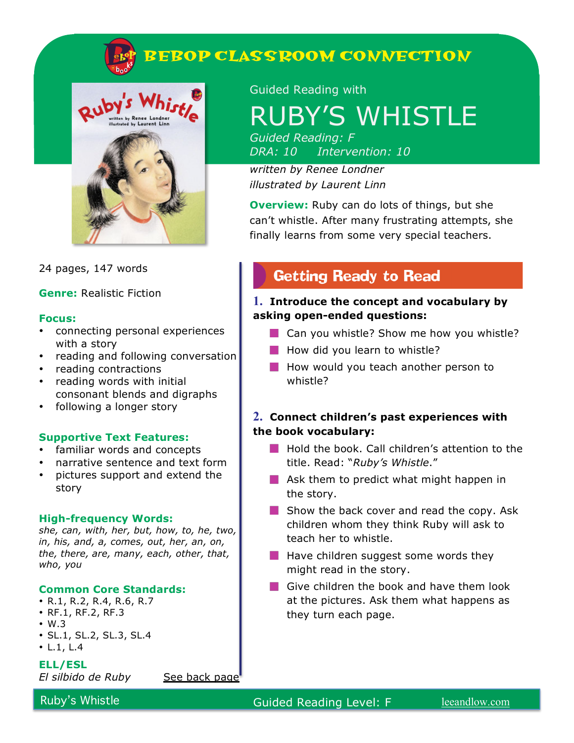# BEBOP CLASSROOM CONNECTION

Guided Reading with

# RUBY'S WHISTLE

*Guided Reading: F*
*DRA: 10 Intervention: 10*

*written by Renee Londner*
*illustrated by Laurent Linn*

**Overview:** Ruby can do lots of things, but she can't whistle. After many frustrating attempts, she finally learns from some very special teachers.

24 pages, 147 words

**Genre:** Realistic Fiction

**Focus:**

- connecting personal experiences with a story
- reading and following conversation
- reading contractions
- reading words with initial consonant blends and digraphs
- following a longer story

**Supportive Text Features:**

- familiar words and concepts
- narrative sentence and text form
- pictures support and extend the story

**High-frequency Words:**
*she, can, with, her, but, how, to, he, two, in, his, and, a, comes, out, her, an, on, the, there, are, many, each, other, that, who, you*

**Common Core Standards:**

- R.1, R.2, R.4, R.6, R.7
- RF.1, RF.2, RF.3
- W.3
- SL.1, SL.2, SL.3, SL.4
- L.1, L.4

**ELL/ESL**
*El silbido de Ruby* See back page

## Getting Ready to Read

**1. Introduce the concept and vocabulary by asking open-ended questions:**

- Can you whistle? Show me how you whistle?
- How did you learn to whistle?
- How would you teach another person to whistle?

**2. Connect children's past experiences with the book vocabulary:**

- Hold the book. Call children's attention to the title. Read: "*Ruby's Whistle*."
- Ask them to predict what might happen in the story.
- Show the back cover and read the copy. Ask children whom they think Ruby will ask to teach her to whistle.
- Have children suggest some words they might read in the story.
- Give children the book and have them look at the pictures. Ask them what happens as they turn each page.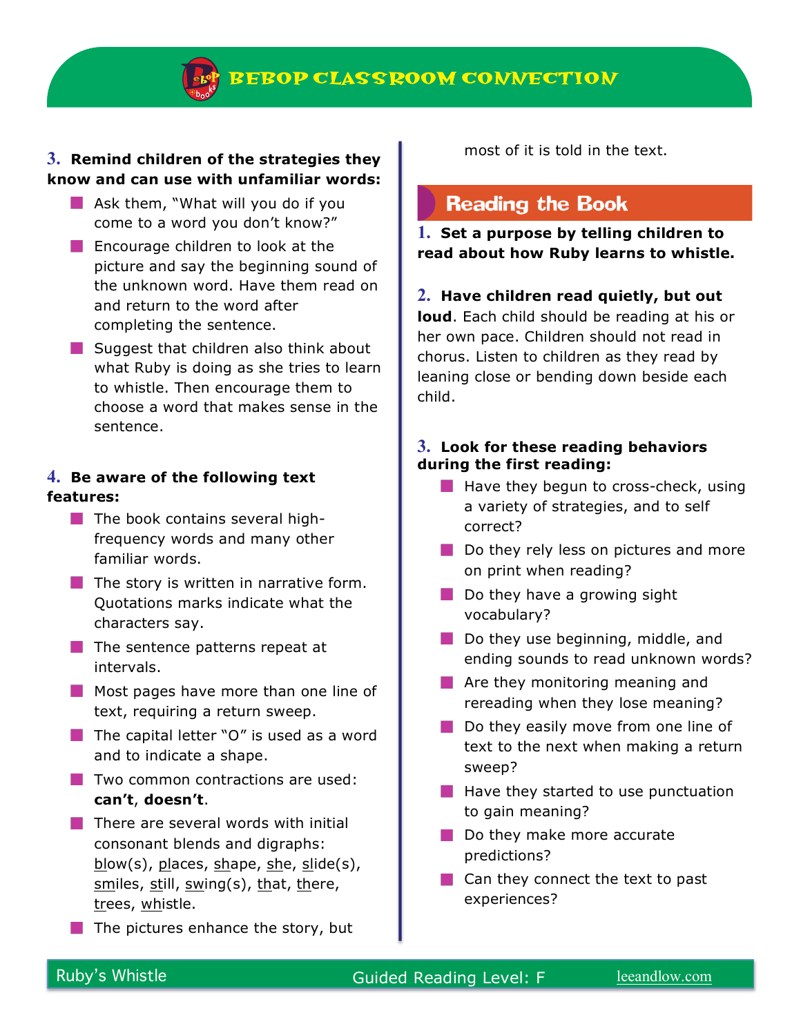**3. Remind children of the strategies they know and can use with unfamiliar words:**

- Ask them, "What will you do if you come to a word you don't know?"
- Encourage children to look at the picture and say the beginning sound of the unknown word. Have them read on and return to the word after completing the sentence.
- Suggest that children also think about what Ruby is doing as she tries to learn to whistle. Then encourage them to choose a word that makes sense in the sentence.

**4. Be aware of the following text features:**

- The book contains several high-frequency words and many other familiar words.
- The story is written in narrative form. Quotations marks indicate what the characters say.
- The sentence patterns repeat at intervals.
- Most pages have more than one line of text, requiring a return sweep.
- The capital letter "O" is used as a word and to indicate a shape.
- Two common contractions are used: **can't**, **doesn't**.
- There are several words with initial consonant blends and digraphs: <u>bl</u>ow(s), <u>pl</u>aces, <u>sh</u>ape, <u>sh</u>e, <u>sl</u>ide(s), <u>sm</u>iles, <u>st</u>ill, <u>sw</u>ing(s), <u>th</u>at, <u>th</u>ere, <u>tr</u>ees, <u>wh</u>istle.
- The pictures enhance the story, but most of it is told in the text.

## Reading the Book

**1. Set a purpose by telling children to read about how Ruby learns to whistle.**

**2. Have children read quietly, but out loud**. Each child should be reading at his or her own pace. Children should not read in chorus. Listen to children as they read by leaning close or bending down beside each child.

**3. Look for these reading behaviors during the first reading:**

- Have they begun to cross-check, using a variety of strategies, and to self correct?
- Do they rely less on pictures and more on print when reading?
- Do they have a growing sight vocabulary?
- Do they use beginning, middle, and ending sounds to read unknown words?
- Are they monitoring meaning and rereading when they lose meaning?
- Do they easily move from one line of text to the next when making a return sweep?
- Have they started to use punctuation to gain meaning?
- Do they make more accurate predictions?
- Can they connect the text to past experiences?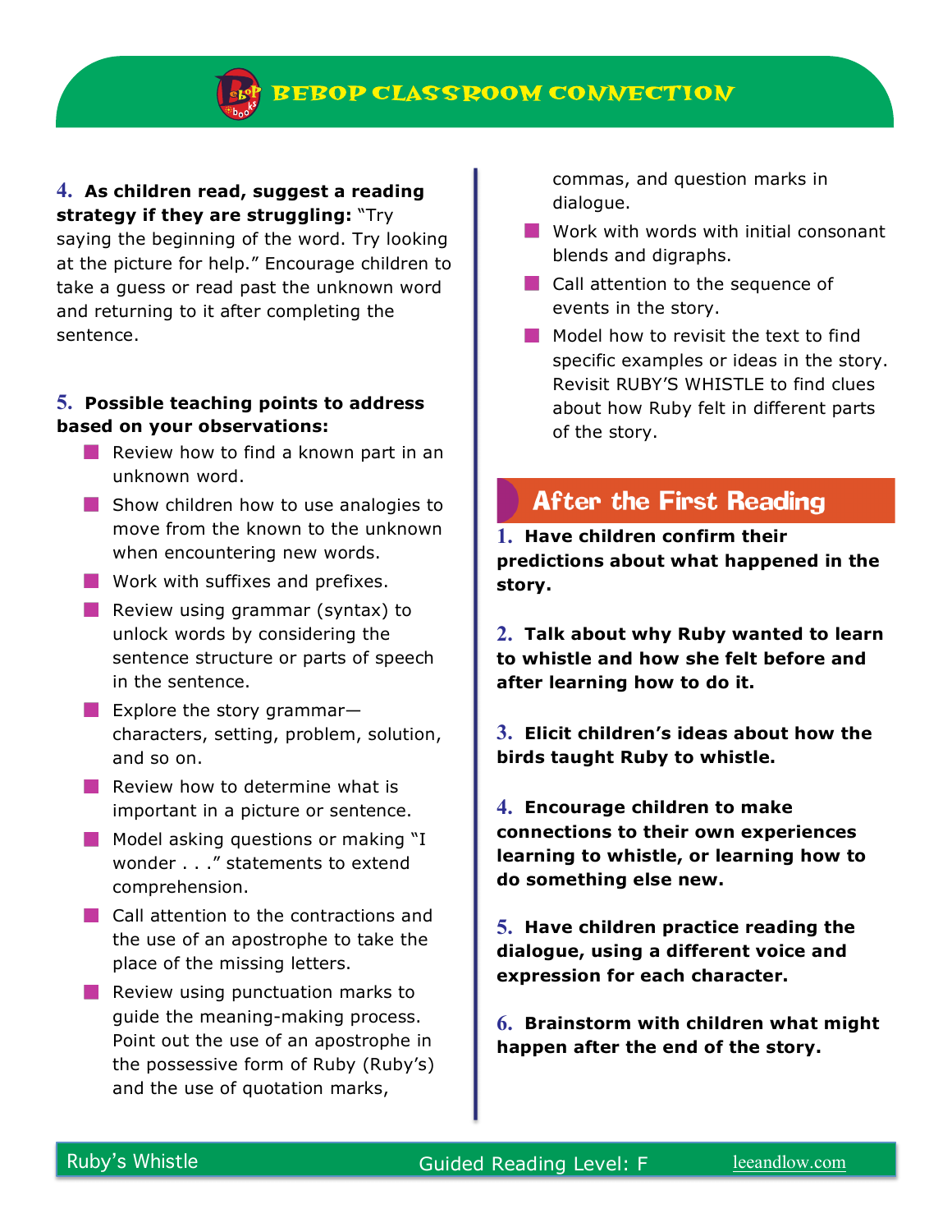**4. As children read, suggest a reading strategy if they are struggling:** "Try saying the beginning of the word. Try looking at the picture for help." Encourage children to take a guess or read past the unknown word and returning to it after completing the sentence.

**5. Possible teaching points to address based on your observations:**

- Review how to find a known part in an unknown word.
- Show children how to use analogies to move from the known to the unknown when encountering new words.
- Work with suffixes and prefixes.
- Review using grammar (syntax) to unlock words by considering the sentence structure or parts of speech in the sentence.
- Explore the story grammar—characters, setting, problem, solution, and so on.
- Review how to determine what is important in a picture or sentence.
- Model asking questions or making "I wonder . . ." statements to extend comprehension.
- Call attention to the contractions and the use of an apostrophe to take the place of the missing letters.
- Review using punctuation marks to guide the meaning-making process. Point out the use of an apostrophe in the possessive form of Ruby (Ruby's) and the use of quotation marks, commas, and question marks in dialogue.
- Work with words with initial consonant blends and digraphs.
- Call attention to the sequence of events in the story.
- Model how to revisit the text to find specific examples or ideas in the story. Revisit RUBY'S WHISTLE to find clues about how Ruby felt in different parts of the story.

## After the First Reading

**1. Have children confirm their predictions about what happened in the story.**

**2. Talk about why Ruby wanted to learn to whistle and how she felt before and after learning how to do it.**

**3. Elicit children's ideas about how the birds taught Ruby to whistle.**

**4. Encourage children to make connections to their own experiences learning to whistle, or learning how to do something else new.**

**5. Have children practice reading the dialogue, using a different voice and expression for each character.**

**6. Brainstorm with children what might happen after the end of the story.**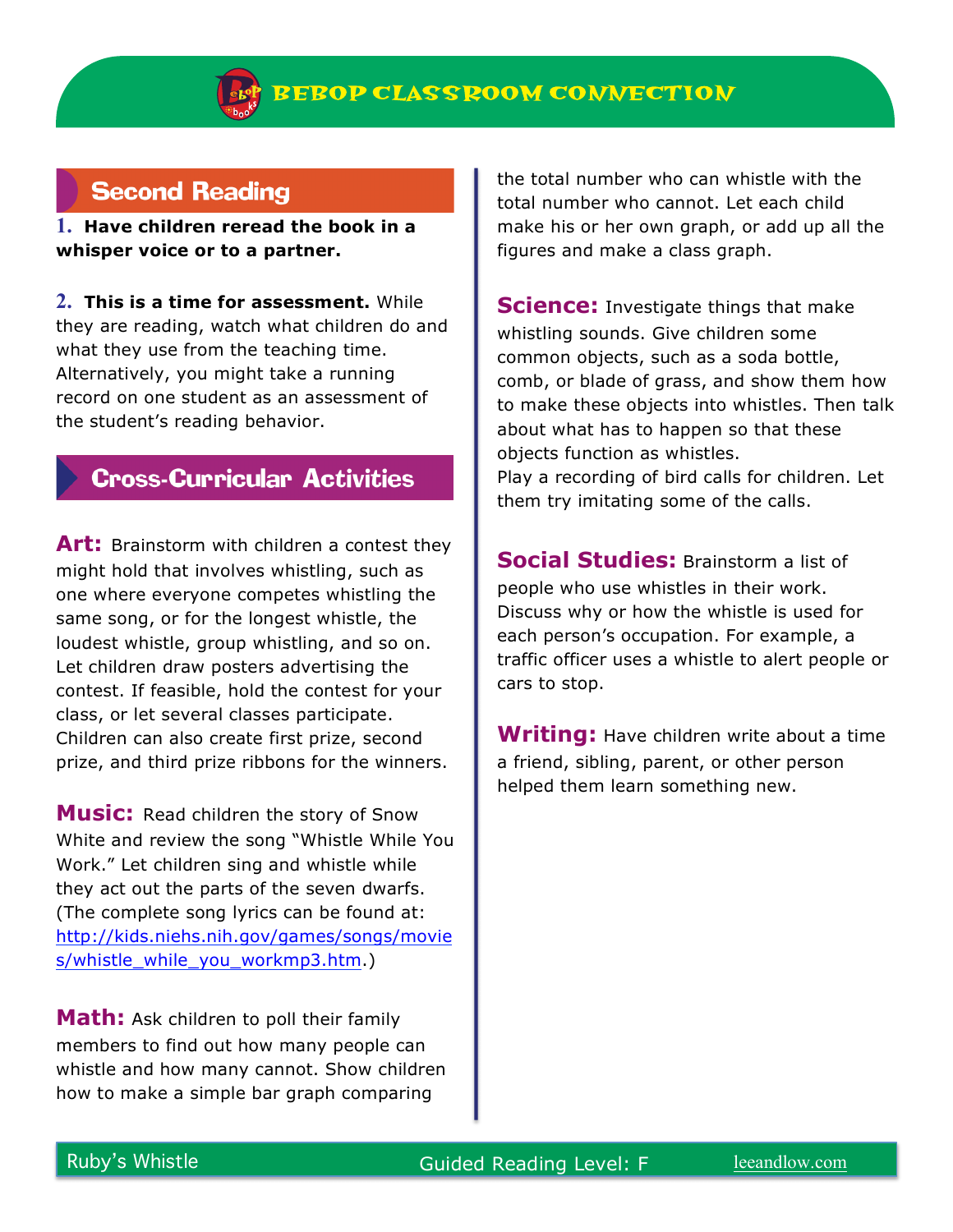## Second Reading

**1. Have children reread the book in a whisper voice or to a partner.**

**2. This is a time for assessment.** While they are reading, watch what children do and what they use from the teaching time. Alternatively, you might take a running record on one student as an assessment of the student's reading behavior.

## Cross-Curricular Activities

**Art:** Brainstorm with children a contest they might hold that involves whistling, such as one where everyone competes whistling the same song, or for the longest whistle, the loudest whistle, group whistling, and so on. Let children draw posters advertising the contest. If feasible, hold the contest for your class, or let several classes participate. Children can also create first prize, second prize, and third prize ribbons for the winners.

**Music:** Read children the story of Snow White and review the song "Whistle While You Work." Let children sing and whistle while they act out the parts of the seven dwarfs. (The complete song lyrics can be found at: http://kids.niehs.nih.gov/games/songs/movies/whistle_while_you_workmp3.htm.)

**Math:** Ask children to poll their family members to find out how many people can whistle and how many cannot. Show children how to make a simple bar graph comparing the total number who can whistle with the total number who cannot. Let each child make his or her own graph, or add up all the figures and make a class graph.

**Science:** Investigate things that make whistling sounds. Give children some common objects, such as a soda bottle, comb, or blade of grass, and show them how to make these objects into whistles. Then talk about what has to happen so that these objects function as whistles.
Play a recording of bird calls for children. Let them try imitating some of the calls.

**Social Studies:** Brainstorm a list of people who use whistles in their work. Discuss why or how the whistle is used for each person's occupation. For example, a traffic officer uses a whistle to alert people or cars to stop.

**Writing:** Have children write about a time a friend, sibling, parent, or other person helped them learn something new.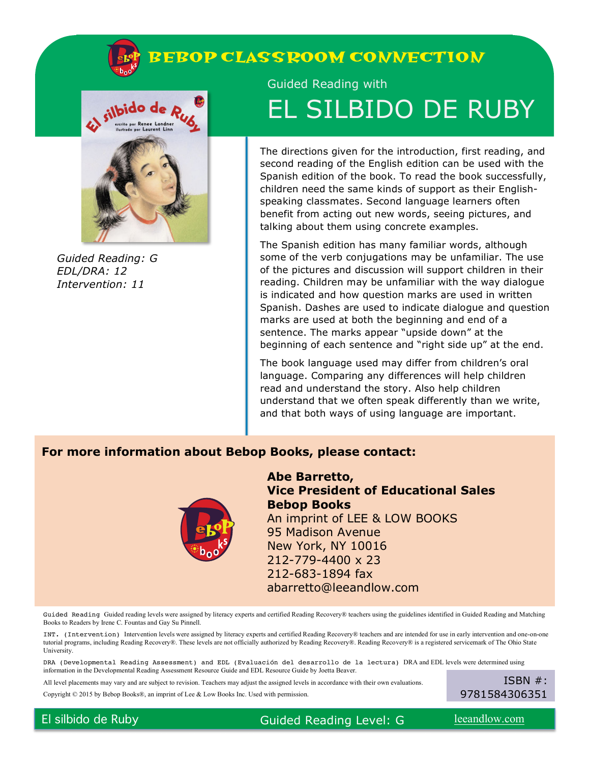# BEBOP CLASSROOM CONNECTION

Guided Reading with

# EL SILBIDO DE RUBY

*Guided Reading: G*
*EDL/DRA: 12*
*Intervention: 11*

The directions given for the introduction, first reading, and second reading of the English edition can be used with the Spanish edition of the book. To read the book successfully, children need the same kinds of support as their English-speaking classmates. Second language learners often benefit from acting out new words, seeing pictures, and talking about them using concrete examples.

The Spanish edition has many familiar words, although some of the verb conjugations may be unfamiliar. The use of the pictures and discussion will support children in their reading. Children may be unfamiliar with the way dialogue is indicated and how question marks are used in written Spanish. Dashes are used to indicate dialogue and question marks are used at both the beginning and end of a sentence. The marks appear "upside down" at the beginning of each sentence and "right side up" at the end.

The book language used may differ from children's oral language. Comparing any differences will help children read and understand the story. Also help children understand that we often speak differently than we write, and that both ways of using language are important.

**For more information about Bebop Books, please contact:**

**Abe Barretto,**
**Vice President of Educational Sales**
**Bebop Books**
An imprint of LEE & LOW BOOKS
95 Madison Avenue
New York, NY 10016
212-779-4400 x 23
212-683-1894 fax
abarretto@leeandlow.com

Guided Reading Guided reading levels were assigned by literacy experts and certified Reading Recovery® teachers using the guidelines identified in Guided Reading and Matching Books to Readers by Irene C. Fountas and Gay Su Pinnell.

INT. (Intervention) Intervention levels were assigned by literacy experts and certified Reading Recovery® teachers and are intended for use in early intervention and one-on-one tutorial programs, including Reading Recovery®. These levels are not officially authorized by Reading Recovery®. Reading Recovery® is a registered servicemark of The Ohio State University.

DRA (Developmental Reading Assessment) and EDL (Evaluación del desarrollo de la lectura) DRA and EDL levels were determined using information in the Developmental Reading Assessment Resource Guide and EDL Resource Guide by Joetta Beaver.

All level placements may vary and are subject to revision. Teachers may adjust the assigned levels in accordance with their own evaluations.

Copyright © 2015 by Bebop Books®, an imprint of Lee & Low Books Inc. Used with permission.

ISBN #: 9781584306351

El silbido de Ruby | Guided Reading Level: G | leeandlow.com